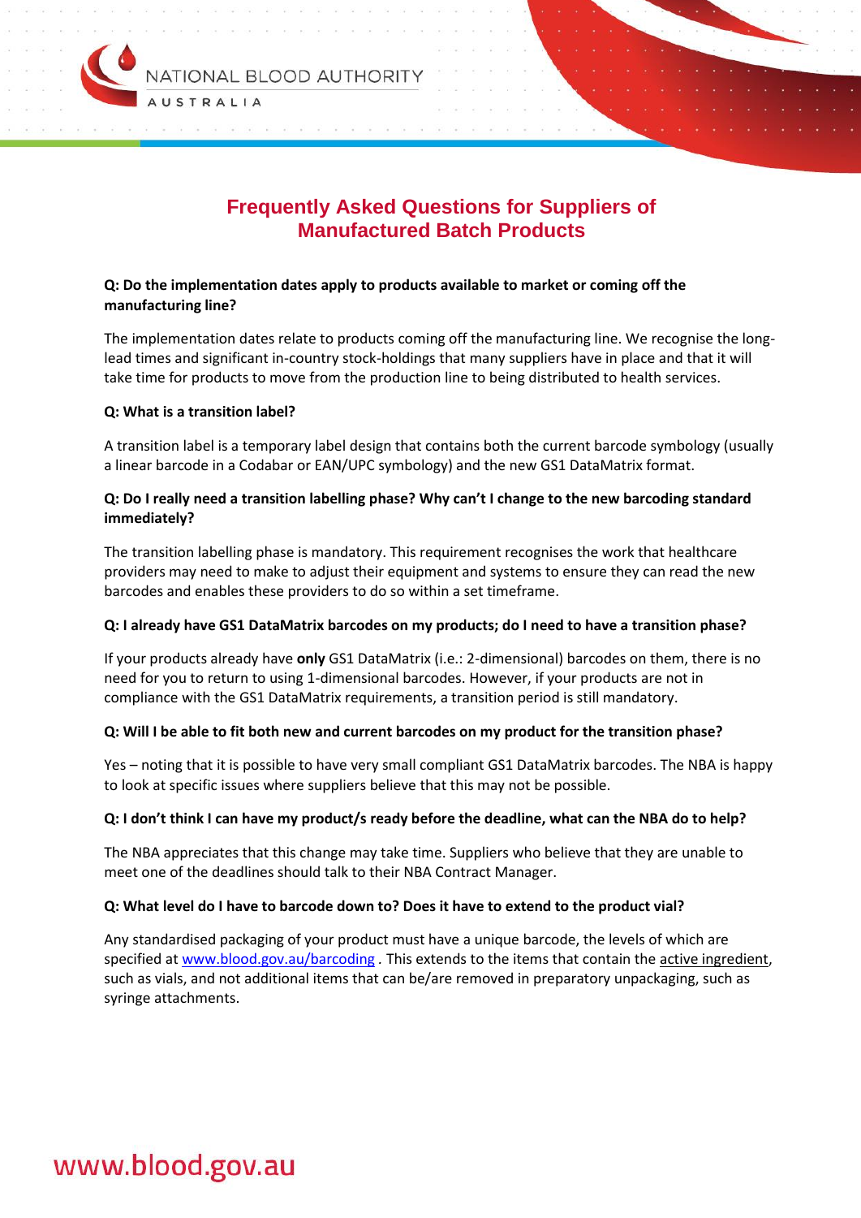# Frequently Asked Questions for Suppliers of Manufactured Batch Products

**Q: Do the implementation dates apply to products available to market or coming off the manufacturing line?**

The implementation dates relate to products coming off the manufacturing line. We recognise the long-lead times and significant in-country stock-holdings that many suppliers have in place and that it will take time for products to move from the production line to being distributed to health services.

**Q: What is a transition label?**

A transition label is a temporary label design that contains both the current barcode symbology (usually a linear barcode in a Codabar or EAN/UPC symbology) and the new GS1 DataMatrix format.

**Q: Do I really need a transition labelling phase? Why can't I change to the new barcoding standard immediately?**

The transition labelling phase is mandatory. This requirement recognises the work that healthcare providers may need to make to adjust their equipment and systems to ensure they can read the new barcodes and enables these providers to do so within a set timeframe.

**Q: I already have GS1 DataMatrix barcodes on my products; do I need to have a transition phase?**

If your products already have **only** GS1 DataMatrix (i.e.: 2-dimensional) barcodes on them, there is no need for you to return to using 1-dimensional barcodes. However, if your products are not in compliance with the GS1 DataMatrix requirements, a transition period is still mandatory.

**Q: Will I be able to fit both new and current barcodes on my product for the transition phase?**

Yes – noting that it is possible to have very small compliant GS1 DataMatrix barcodes. The NBA is happy to look at specific issues where suppliers believe that this may not be possible.

**Q: I don't think I can have my product/s ready before the deadline, what can the NBA do to help?**

The NBA appreciates that this change may take time. Suppliers who believe that they are unable to meet one of the deadlines should talk to their NBA Contract Manager.

**Q: What level do I have to barcode down to? Does it have to extend to the product vial?**

Any standardised packaging of your product must have a unique barcode, the levels of which are specified at [www.blood.gov.au/barcoding](www.blood.gov.au/barcoding) . This extends to the items that contain the active ingredient, such as vials, and not additional items that can be/are removed in preparatory unpackaging, such as syringe attachments.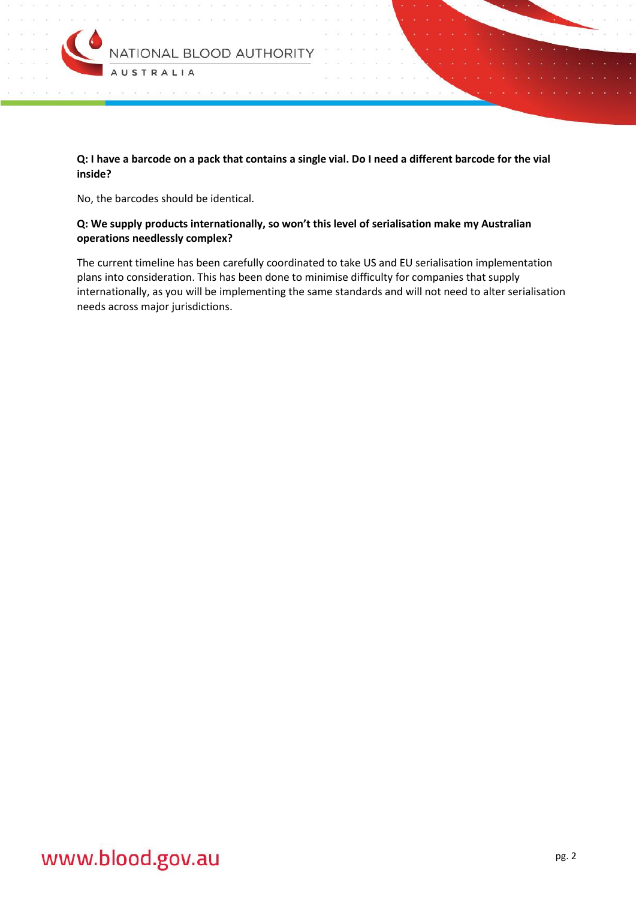**Q: I have a barcode on a pack that contains a single vial. Do I need a different barcode for the vial inside?**

No, the barcodes should be identical.

**Q: We supply products internationally, so won't this level of serialisation make my Australian operations needlessly complex?**

The current timeline has been carefully coordinated to take US and EU serialisation implementation plans into consideration. This has been done to minimise difficulty for companies that supply internationally, as you will be implementing the same standards and will not need to alter serialisation needs across major jurisdictions.